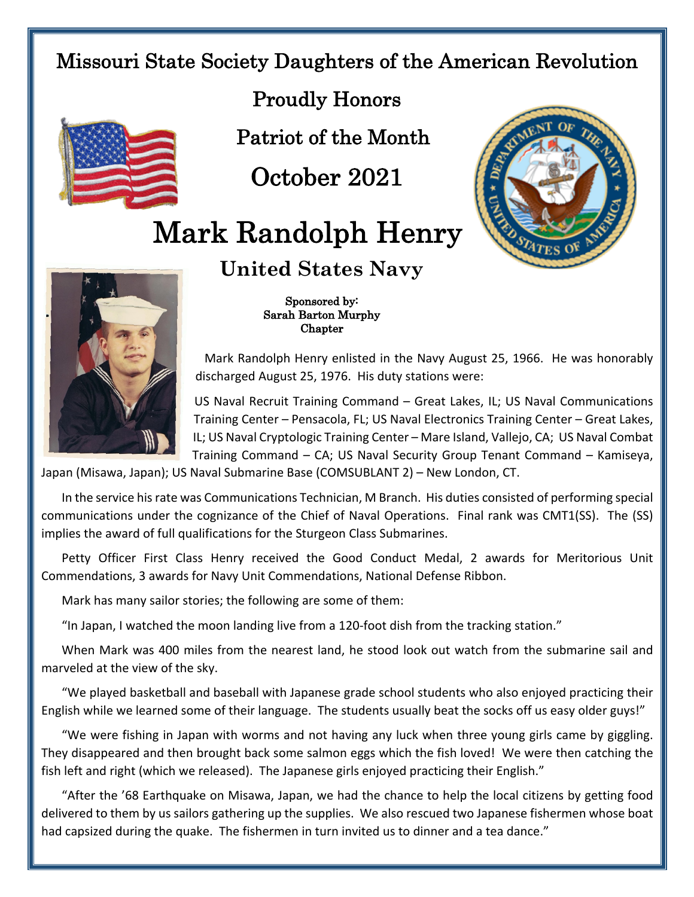# Missouri State Society Daughters of the American Revolution

Proudly Honors

Patriot of the Month

October 2021

# Mark Randolph Henry

## United States Navy

**Sponsored by:**
**Sarah Barton Murphy Chapter**

Mark Randolph Henry enlisted in the Navy August 25, 1966. He was honorably discharged August 25, 1976. His duty stations were:

US Naval Recruit Training Command – Great Lakes, IL; US Naval Communications Training Center – Pensacola, FL; US Naval Electronics Training Center – Great Lakes, IL; US Naval Cryptologic Training Center – Mare Island, Vallejo, CA; US Naval Combat Training Command – CA; US Naval Security Group Tenant Command – Kamiseya, Japan (Misawa, Japan); US Naval Submarine Base (COMSUBLANT 2) – New London, CT.

In the service his rate was Communications Technician, M Branch. His duties consisted of performing special communications under the cognizance of the Chief of Naval Operations. Final rank was CMT1(SS). The (SS) implies the award of full qualifications for the Sturgeon Class Submarines.

Petty Officer First Class Henry received the Good Conduct Medal, 2 awards for Meritorious Unit Commendations, 3 awards for Navy Unit Commendations, National Defense Ribbon.

Mark has many sailor stories; the following are some of them:

"In Japan, I watched the moon landing live from a 120-foot dish from the tracking station."

When Mark was 400 miles from the nearest land, he stood look out watch from the submarine sail and marveled at the view of the sky.

"We played basketball and baseball with Japanese grade school students who also enjoyed practicing their English while we learned some of their language. The students usually beat the socks off us easy older guys!"

"We were fishing in Japan with worms and not having any luck when three young girls came by giggling. They disappeared and then brought back some salmon eggs which the fish loved! We were then catching the fish left and right (which we released). The Japanese girls enjoyed practicing their English."

"After the '68 Earthquake on Misawa, Japan, we had the chance to help the local citizens by getting food delivered to them by us sailors gathering up the supplies. We also rescued two Japanese fishermen whose boat had capsized during the quake. The fishermen in turn invited us to dinner and a tea dance."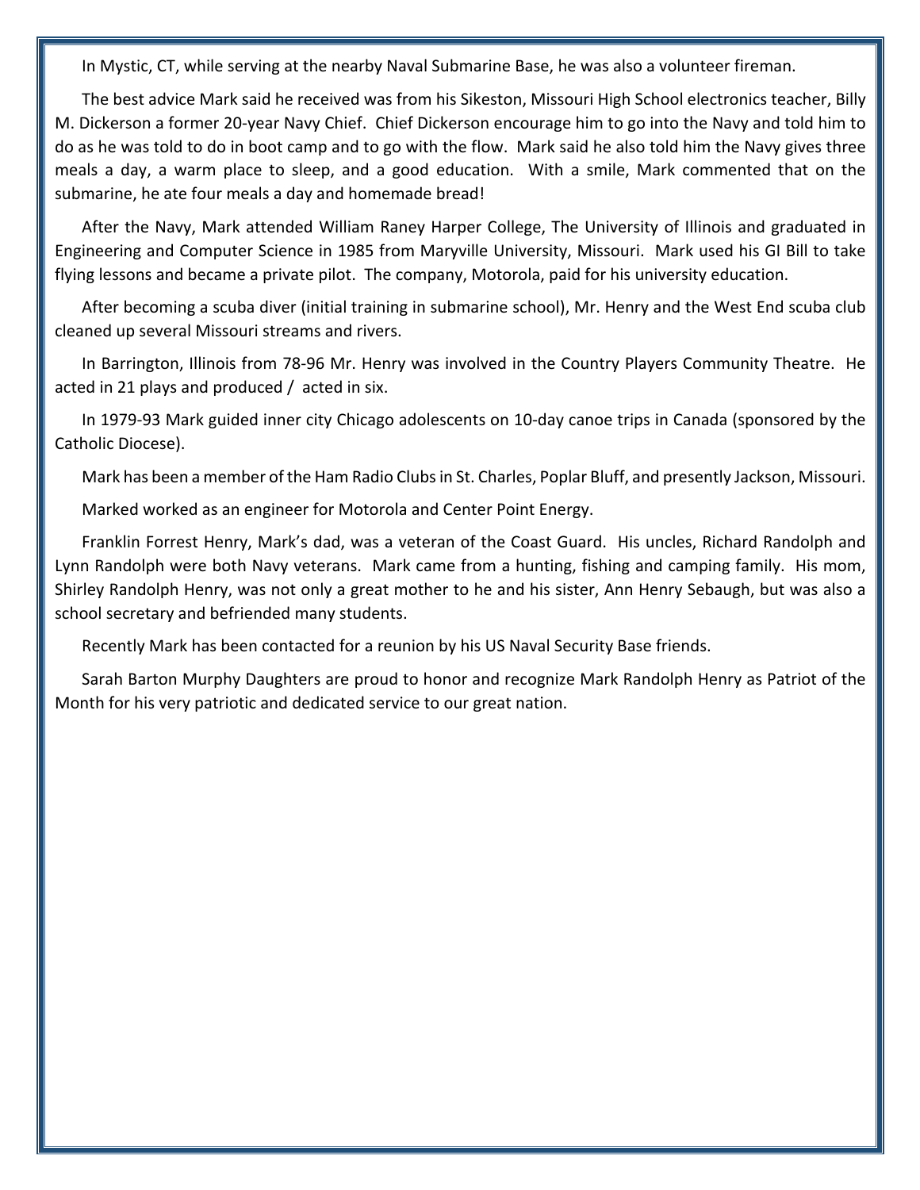In Mystic, CT, while serving at the nearby Naval Submarine Base, he was also a volunteer fireman.

The best advice Mark said he received was from his Sikeston, Missouri High School electronics teacher, Billy M. Dickerson a former 20-year Navy Chief. Chief Dickerson encourage him to go into the Navy and told him to do as he was told to do in boot camp and to go with the flow. Mark said he also told him the Navy gives three meals a day, a warm place to sleep, and a good education. With a smile, Mark commented that on the submarine, he ate four meals a day and homemade bread!

After the Navy, Mark attended William Raney Harper College, The University of Illinois and graduated in Engineering and Computer Science in 1985 from Maryville University, Missouri. Mark used his GI Bill to take flying lessons and became a private pilot. The company, Motorola, paid for his university education.

After becoming a scuba diver (initial training in submarine school), Mr. Henry and the West End scuba club cleaned up several Missouri streams and rivers.

In Barrington, Illinois from 78-96 Mr. Henry was involved in the Country Players Community Theatre. He acted in 21 plays and produced / acted in six.

In 1979-93 Mark guided inner city Chicago adolescents on 10-day canoe trips in Canada (sponsored by the Catholic Diocese).

Mark has been a member of the Ham Radio Clubs in St. Charles, Poplar Bluff, and presently Jackson, Missouri.

Marked worked as an engineer for Motorola and Center Point Energy.

Franklin Forrest Henry, Mark's dad, was a veteran of the Coast Guard. His uncles, Richard Randolph and Lynn Randolph were both Navy veterans. Mark came from a hunting, fishing and camping family. His mom, Shirley Randolph Henry, was not only a great mother to he and his sister, Ann Henry Sebaugh, but was also a school secretary and befriended many students.

Recently Mark has been contacted for a reunion by his US Naval Security Base friends.

Sarah Barton Murphy Daughters are proud to honor and recognize Mark Randolph Henry as Patriot of the Month for his very patriotic and dedicated service to our great nation.